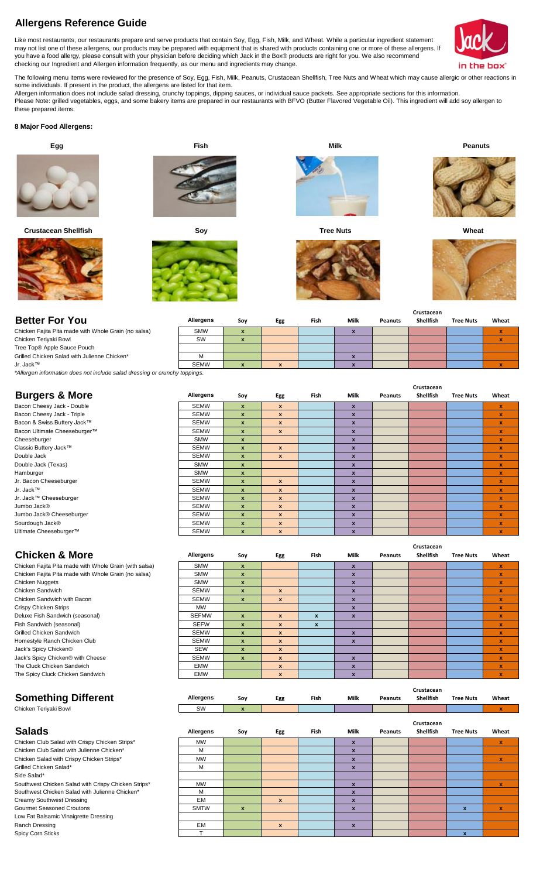# Allergens Reference Guide

Like most restaurants, our restaurants prepare and serve products that contain Soy, Egg, Fish, Milk, and Wheat. While a particular ingredient statement may not list one of these allergens, our products may be prepared with equipment that is shared with products containing one or more of these allergens. If you have a food allergy, please consult with your physician before deciding which Jack in the Box® products are right for you. We also recommend checking our Ingredient and Allergen information frequently, as our menu and ingredients may change.

The following menu items were reviewed for the presence of Soy, Egg, Fish, Milk, Peanuts, Crustacean Shellfish, Tree Nuts and Wheat which may cause allergic or other reactions in some individuals. If present in the product, the allergens are listed for that item.

Allergen information does not include salad dressing, crunchy toppings, dipping sauces, or individual sauce packets. See appropriate sections for this information.

Please Note: grilled vegetables, eggs, and some bakery items are prepared in our restaurants with BFVO (Butter Flavored Vegetable Oil). This ingredient will add soy allergen to these prepared items.

**8 Major Food Allergens:**

**Egg** **Fish** **Milk** **Peanuts**

**Crustacean Shellfish** **Soy** **Tree Nuts** **Wheat**

## Better For You

| | Allergens | Soy | Egg | Fish | Milk | Peanuts | Crustacean Shellfish | Tree Nuts | Wheat |
|---|---|---|---|---|---|---|---|---|---|
| Chicken Fajita Pita made with Whole Grain (no salsa) | SMW | x | | | x | | | | x |
| Chicken Teriyaki Bowl | SW | x | | | | | | | x |
| Tree Top® Apple Sauce Pouch | | | | | | | | | |
| Grilled Chicken Salad with Julienne Chicken* | M | | | | x | | | | |
| Jr. Jack™ | SEMW | x | x | | x | | | | x |

*Allergen information does not include salad dressing or crunchy toppings.*

## Burgers & More

| | Allergens | Soy | Egg | Fish | Milk | Peanuts | Crustacean Shellfish | Tree Nuts | Wheat |
|---|---|---|---|---|---|---|---|---|---|
| Bacon Cheesy Jack - Double | SEMW | x | x | | x | | | | x |
| Bacon Cheesy Jack - Triple | SEMW | x | x | | x | | | | x |
| Bacon & Swiss Buttery Jack™ | SEMW | x | x | | x | | | | x |
| Bacon Ultimate Cheeseburger™ | SEMW | x | x | | x | | | | x |
| Cheeseburger | SMW | x | | | x | | | | x |
| Classic Buttery Jack™ | SEMW | x | x | | x | | | | x |
| Double Jack | SEMW | x | x | | x | | | | x |
| Double Jack (Texas) | SMW | x | | | x | | | | x |
| Hamburger | SMW | x | | | x | | | | x |
| Jr. Bacon Cheeseburger | SEMW | x | x | | x | | | | x |
| Jr. Jack™ | SEMW | x | x | | x | | | | x |
| Jr. Jack™ Cheeseburger | SEMW | x | x | | x | | | | x |
| Jumbo Jack® | SEMW | x | x | | x | | | | x |
| Jumbo Jack® Cheeseburger | SEMW | x | x | | x | | | | x |
| Sourdough Jack® | SEMW | x | x | | x | | | | x |
| Ultimate Cheeseburger™ | SEMW | x | x | | x | | | | x |

## Chicken & More

| | Allergens | Soy | Egg | Fish | Milk | Peanuts | Crustacean Shellfish | Tree Nuts | Wheat |
|---|---|---|---|---|---|---|---|---|---|
| Chicken Fajita Pita made with Whole Grain (with salsa) | SMW | x | | | x | | | | x |
| Chicken Fajita Pita made with Whole Grain (no salsa) | SMW | x | | | x | | | | x |
| Chicken Nuggets | SMW | x | | | x | | | | x |
| Chicken Sandwich | SEMW | x | x | | x | | | | x |
| Chicken Sandwich with Bacon | SEMW | x | x | | x | | | | x |
| Crispy Chicken Strips | MW | | | | x | | | | x |
| Deluxe Fish Sandwich (seasonal) | SEFMW | x | x | x | x | | | | x |
| Fish Sandwich (seasonal) | SEFW | x | x | x | | | | | x |
| Grilled Chicken Sandwich | SEMW | x | x | | x | | | | x |
| Homestyle Ranch Chicken Club | SEMW | x | x | | x | | | | x |
| Jack's Spicy Chicken® | SEW | x | x | | | | | | x |
| Jack's Spicy Chicken® with Cheese | SEMW | x | x | | x | | | | x |
| The Cluck Chicken Sandwich | EMW | | x | | x | | | | x |
| The Spicy Cluck Chicken Sandwich | EMW | | x | | x | | | | x |

## Something Different

| | Allergens | Soy | Egg | Fish | Milk | Peanuts | Crustacean Shellfish | Tree Nuts | Wheat |
|---|---|---|---|---|---|---|---|---|---|
| Chicken Teriyaki Bowl | SW | x | | | | | | | x |

## Salads

| | Allergens | Soy | Egg | Fish | Milk | Peanuts | Crustacean Shellfish | Tree Nuts | Wheat |
|---|---|---|---|---|---|---|---|---|---|
| Chicken Club Salad with Crispy Chicken Strips* | MW | | | | x | | | | x |
| Chicken Club Salad with Julienne Chicken* | M | | | | x | | | | |
| Chicken Salad with Crispy Chicken Strips* | MW | | | | x | | | | x |
| Grilled Chicken Salad* | M | | | | x | | | | |
| Side Salad* | | | | | | | | | |
| Southwest Chicken Salad with Crispy Chicken Strips* | MW | | | | x | | | | x |
| Southwest Chicken Salad with Julienne Chicken* | M | | | | x | | | | |
| Creamy Southwest Dressing | EM | | x | | x | | | | |
| Gourmet Seasoned Croutons | SMTW | x | | | x | | | x | x |
| Low Fat Balsamic Vinaigrette Dressing | | | | | | | | | |
| Ranch Dressing | EM | | x | | x | | | | |
| Spicy Corn Sticks | T | | | | | | | x | |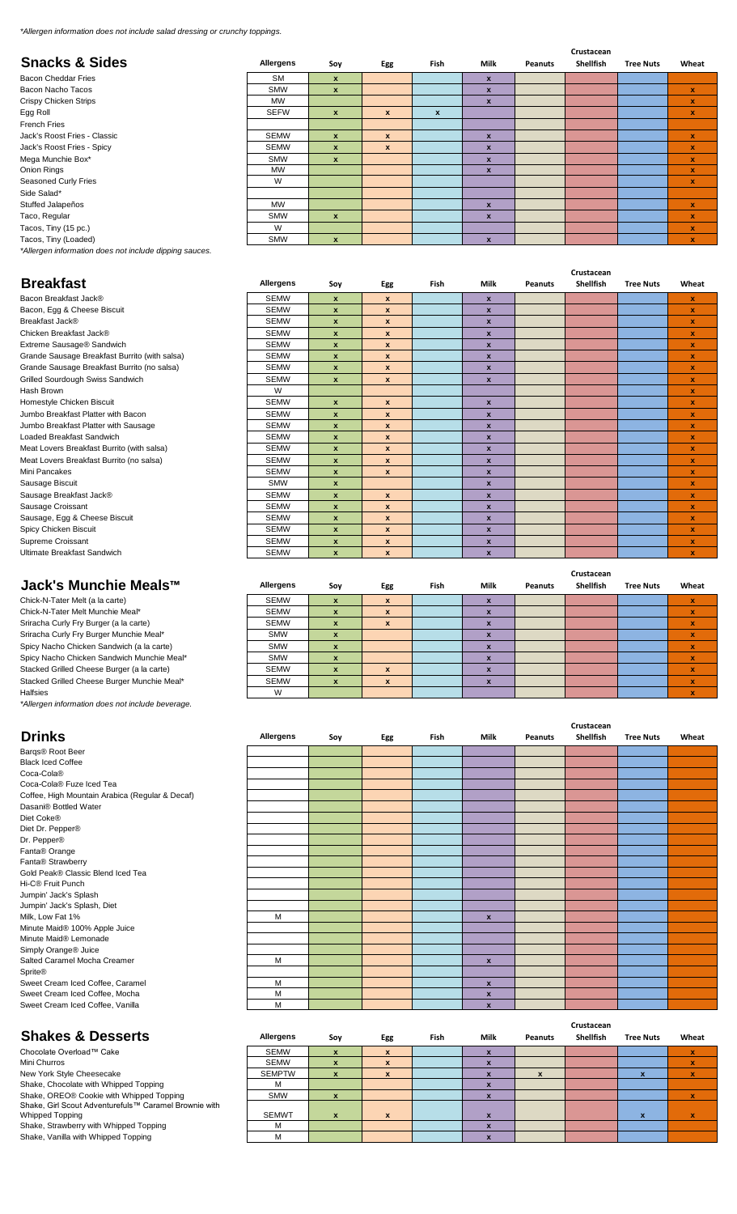*Allergen information does not include salad dressing or crunchy toppings.

## Snacks & Sides

| Snacks & Sides | Allergens | Soy | Egg | Fish | Milk | Peanuts | Crustacean Shellfish | Tree Nuts | Wheat |
|---|---|---|---|---|---|---|---|---|---|
| Bacon Cheddar Fries | SM | x | | | x | | | | |
| Bacon Nacho Tacos | SMW | x | | | x | | | | x |
| Crispy Chicken Strips | MW | | | | x | | | | x |
| Egg Roll | SEFW | x | x | x | | | | | x |
| French Fries | | | | | | | | | |
| Jack's Roost Fries - Classic | SEMW | x | x | | x | | | | x |
| Jack's Roost Fries - Spicy | SEMW | x | x | | x | | | | x |
| Mega Munchie Box* | SMW | x | | | x | | | | x |
| Onion Rings | MW | | | | x | | | | x |
| Seasoned Curly Fries | W | | | | | | | | x |
| Side Salad* | | | | | | | | | |
| Stuffed Jalapeños | MW | | | | x | | | | x |
| Taco, Regular | SMW | x | | | x | | | | x |
| Tacos, Tiny (15 pc.) | W | | | | | | | | x |
| Tacos, Tiny (Loaded) | SMW | x | | | x | | | | x |

*Allergen information does not include dipping sauces.

## Breakfast

| Breakfast | Allergens | Soy | Egg | Fish | Milk | Peanuts | Crustacean Shellfish | Tree Nuts | Wheat |
|---|---|---|---|---|---|---|---|---|---|
| Bacon Breakfast Jack® | SEMW | x | x | | x | | | | x |
| Bacon, Egg & Cheese Biscuit | SEMW | x | x | | x | | | | x |
| Breakfast Jack® | SEMW | x | x | | x | | | | x |
| Chicken Breakfast Jack® | SEMW | x | x | | x | | | | x |
| Extreme Sausage® Sandwich | SEMW | x | x | | x | | | | x |
| Grande Sausage Breakfast Burrito (with salsa) | SEMW | x | x | | x | | | | x |
| Grande Sausage Breakfast Burrito (no salsa) | SEMW | x | x | | x | | | | x |
| Grilled Sourdough Swiss Sandwich | SEMW | x | x | | x | | | | x |
| Hash Brown | W | | | | | | | | x |
| Homestyle Chicken Biscuit | SEMW | x | x | | x | | | | x |
| Jumbo Breakfast Platter with Bacon | SEMW | x | x | | x | | | | x |
| Jumbo Breakfast Platter with Sausage | SEMW | x | x | | x | | | | x |
| Loaded Breakfast Sandwich | SEMW | x | x | | x | | | | x |
| Meat Lovers Breakfast Burrito (with salsa) | SEMW | x | x | | x | | | | x |
| Meat Lovers Breakfast Burrito (no salsa) | SEMW | x | x | | x | | | | x |
| Mini Pancakes | SEMW | x | x | | x | | | | x |
| Sausage Biscuit | SMW | x | | | x | | | | x |
| Sausage Breakfast Jack® | SEMW | x | x | | x | | | | x |
| Sausage Croissant | SEMW | x | x | | x | | | | x |
| Sausage, Egg & Cheese Biscuit | SEMW | x | x | | x | | | | x |
| Spicy Chicken Biscuit | SEMW | x | x | | x | | | | x |
| Supreme Croissant | SEMW | x | x | | x | | | | x |
| Ultimate Breakfast Sandwich | SEMW | x | x | | x | | | | x |

## Jack's Munchie Meals™

| Jack's Munchie Meals™ | Allergens | Soy | Egg | Fish | Milk | Peanuts | Crustacean Shellfish | Tree Nuts | Wheat |
|---|---|---|---|---|---|---|---|---|---|
| Chick-N-Tater Melt (a la carte) | SEMW | x | x | | x | | | | x |
| Chick-N-Tater Melt Munchie Meal* | SEMW | x | x | | x | | | | x |
| Sriracha Curly Fry Burger (a la carte) | SEMW | x | x | | x | | | | x |
| Sriracha Curly Fry Burger Munchie Meal* | SMW | x | | | x | | | | x |
| Spicy Nacho Chicken Sandwich (a la carte) | SMW | x | | | x | | | | x |
| Spicy Nacho Chicken Sandwich Munchie Meal* | SMW | x | | | x | | | | x |
| Stacked Grilled Cheese Burger (a la carte) | SEMW | x | x | | x | | | | x |
| Stacked Grilled Cheese Burger Munchie Meal* | SEMW | x | x | | x | | | | x |
| Halfsies | W | | | | | | | | x |

*Allergen information does not include beverage.

## Drinks

| Drinks | Allergens | Soy | Egg | Fish | Milk | Peanuts | Crustacean Shellfish | Tree Nuts | Wheat |
|---|---|---|---|---|---|---|---|---|---|
| Barqs® Root Beer | | | | | | | | | |
| Black Iced Coffee | | | | | | | | | |
| Coca-Cola® | | | | | | | | | |
| Coca-Cola® Fuze Iced Tea | | | | | | | | | |
| Coffee, High Mountain Arabica (Regular & Decaf) | | | | | | | | | |
| Dasani® Bottled Water | | | | | | | | | |
| Diet Coke® | | | | | | | | | |
| Diet Dr. Pepper® | | | | | | | | | |
| Dr. Pepper® | | | | | | | | | |
| Fanta® Orange | | | | | | | | | |
| Fanta® Strawberry | | | | | | | | | |
| Gold Peak® Classic Blend Iced Tea | | | | | | | | | |
| Hi-C® Fruit Punch | | | | | | | | | |
| Jumpin' Jack's Splash | | | | | | | | | |
| Jumpin' Jack's Splash, Diet | | | | | | | | | |
| Milk, Low Fat 1% | M | | | | x | | | | |
| Minute Maid® 100% Apple Juice | | | | | | | | | |
| Minute Maid® Lemonade | | | | | | | | | |
| Simply Orange® Juice | | | | | | | | | |
| Salted Caramel Mocha Creamer | M | | | | x | | | | |
| Sprite® | | | | | | | | | |
| Sweet Cream Iced Coffee, Caramel | M | | | | x | | | | |
| Sweet Cream Iced Coffee, Mocha | M | | | | x | | | | |
| Sweet Cream Iced Coffee, Vanilla | M | | | | x | | | | |

## Shakes & Desserts

| Shakes & Desserts | Allergens | Soy | Egg | Fish | Milk | Peanuts | Crustacean Shellfish | Tree Nuts | Wheat |
|---|---|---|---|---|---|---|---|---|---|
| Chocolate Overload™ Cake | SEMW | x | x | | x | | | | x |
| Mini Churros | SEMW | x | x | | x | | | | x |
| New York Style Cheesecake | SEMPTW | x | x | | x | x | | x | x |
| Shake, Chocolate with Whipped Topping | M | | | | x | | | | |
| Shake, OREO® Cookie with Whipped Topping | SMW | x | | | x | | | | x |
| Shake, Girl Scout Adventurefuls™ Caramel Brownie with Whipped Topping | SEMWT | x | x | | x | | | x | x |
| Shake, Strawberry with Whipped Topping | M | | | | x | | | | |
| Shake, Vanilla with Whipped Topping | M | | | | x | | | | |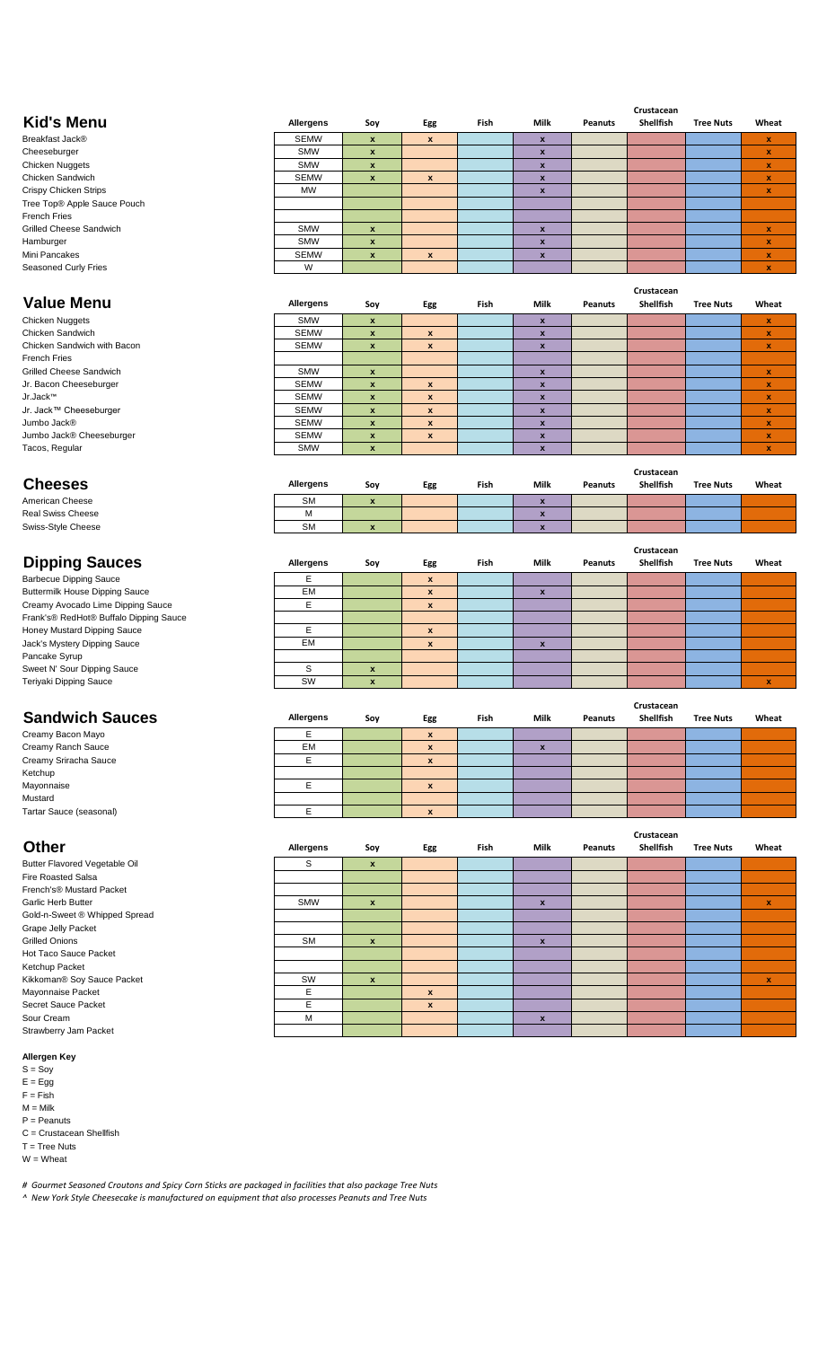## Kid's Menu

| Kid's Menu | Allergens | Soy | Egg | Fish | Milk | Peanuts | Crustacean Shellfish | Tree Nuts | Wheat |
|---|---|---|---|---|---|---|---|---|---|
| Breakfast Jack® | SEMW | x | x | | x | | | | x |
| Cheeseburger | SMW | x | | | x | | | | x |
| Chicken Nuggets | SMW | x | | | x | | | | x |
| Chicken Sandwich | SEMW | x | x | | x | | | | x |
| Crispy Chicken Strips | MW | | | | x | | | | x |
| Tree Top® Apple Sauce Pouch | | | | | | | | | |
| French Fries | | | | | | | | | |
| Grilled Cheese Sandwich | SMW | x | | | x | | | | x |
| Hamburger | SMW | x | | | x | | | | x |
| Mini Pancakes | SEMW | x | x | | x | | | | x |
| Seasoned Curly Fries | W | | | | | | | | x |

## Value Menu

| Value Menu | Allergens | Soy | Egg | Fish | Milk | Peanuts | Crustacean Shellfish | Tree Nuts | Wheat |
|---|---|---|---|---|---|---|---|---|---|
| Chicken Nuggets | SMW | x | | | x | | | | x |
| Chicken Sandwich | SEMW | x | x | | x | | | | x |
| Chicken Sandwich with Bacon | SEMW | x | x | | x | | | | x |
| French Fries | | | | | | | | | |
| Grilled Cheese Sandwich | SMW | x | | | x | | | | x |
| Jr. Bacon Cheeseburger | SEMW | x | x | | x | | | | x |
| Jr.Jack™ | SEMW | x | x | | x | | | | x |
| Jr. Jack™ Cheeseburger | SEMW | x | x | | x | | | | x |
| Jumbo Jack® | SEMW | x | x | | x | | | | x |
| Jumbo Jack® Cheeseburger | SEMW | x | x | | x | | | | x |
| Tacos, Regular | SMW | x | | | x | | | | x |

## Cheeses

| Cheeses | Allergens | Soy | Egg | Fish | Milk | Peanuts | Crustacean Shellfish | Tree Nuts | Wheat |
|---|---|---|---|---|---|---|---|---|---|
| American Cheese | SM | x | | | x | | | | |
| Real Swiss Cheese | M | | | | x | | | | |
| Swiss-Style Cheese | SM | x | | | x | | | | |

## Dipping Sauces

| Dipping Sauces | Allergens | Soy | Egg | Fish | Milk | Peanuts | Crustacean Shellfish | Tree Nuts | Wheat |
|---|---|---|---|---|---|---|---|---|---|
| Barbecue Dipping Sauce | E | | x | | | | | | |
| Buttermilk House Dipping Sauce | EM | | x | | x | | | | |
| Creamy Avocado Lime Dipping Sauce | E | | x | | | | | | |
| Frank's® RedHot® Buffalo Dipping Sauce | | | | | | | | | |
| Honey Mustard Dipping Sauce | E | | x | | | | | | |
| Jack's Mystery Dipping Sauce | EM | | x | | x | | | | |
| Pancake Syrup | | | | | | | | | |
| Sweet N' Sour Dipping Sauce | S | x | | | | | | | |
| Teriyaki Dipping Sauce | SW | x | | | | | | | x |

## Sandwich Sauces

| Sandwich Sauces | Allergens | Soy | Egg | Fish | Milk | Peanuts | Crustacean Shellfish | Tree Nuts | Wheat |
|---|---|---|---|---|---|---|---|---|---|
| Creamy Bacon Mayo | E | | x | | | | | | |
| Creamy Ranch Sauce | EM | | x | | x | | | | |
| Creamy Sriracha Sauce | E | | x | | | | | | |
| Ketchup | | | | | | | | | |
| Mayonnaise | E | | x | | | | | | |
| Mustard | | | | | | | | | |
| Tartar Sauce (seasonal) | E | | x | | | | | | |

## Other

| Other | Allergens | Soy | Egg | Fish | Milk | Peanuts | Crustacean Shellfish | Tree Nuts | Wheat |
|---|---|---|---|---|---|---|---|---|---|
| Butter Flavored Vegetable Oil | S | x | | | | | | | |
| Fire Roasted Salsa | | | | | | | | | |
| French's® Mustard Packet | | | | | | | | | |
| Garlic Herb Butter | SMW | x | | | x | | | | x |
| Gold-n-Sweet ® Whipped Spread | | | | | | | | | |
| Grape Jelly Packet | | | | | | | | | |
| Grilled Onions | SM | x | | | x | | | | |
| Hot Taco Sauce Packet | | | | | | | | | |
| Ketchup Packet | | | | | | | | | |
| Kikkoman® Soy Sauce Packet | SW | x | | | | | | | x |
| Mayonnaise Packet | E | | x | | | | | | |
| Secret Sauce Packet | E | | x | | | | | | |
| Sour Cream | M | | | | x | | | | |
| Strawberry Jam Packet | | | | | | | | | |

**Allergen Key**

S = Soy
E = Egg
F = Fish
M = Milk
P = Peanuts
C = Crustacean Shellfish
T = Tree Nuts
W = Wheat

*# Gourmet Seasoned Croutons and Spicy Corn Sticks are packaged in facilities that also package Tree Nuts*

*^ New York Style Cheesecake is manufactured on equipment that also processes Peanuts and Tree Nuts*